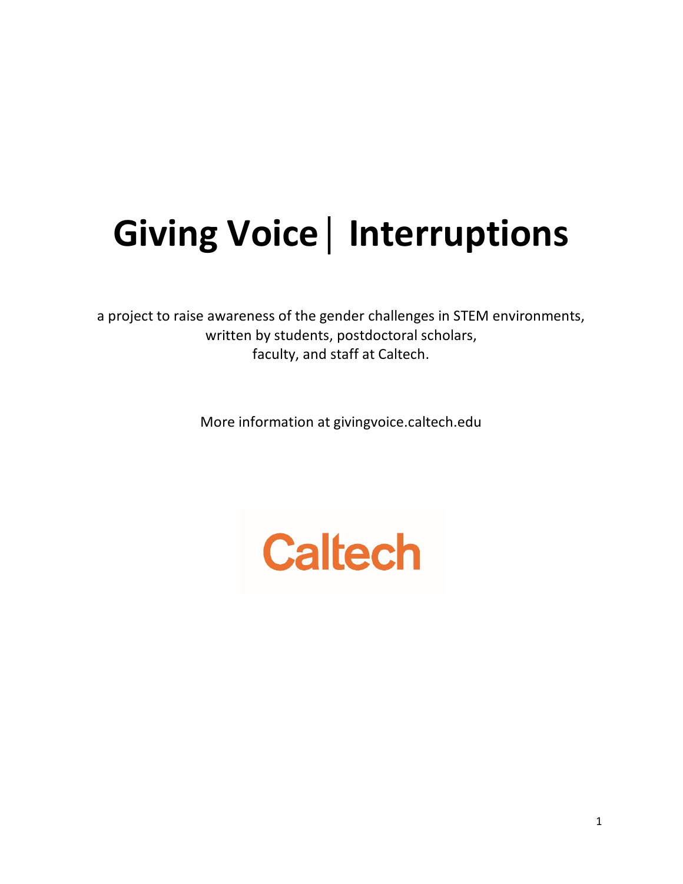# Giving Voice | Interruptions

a project to raise awareness of the gender challenges in STEM environments, written by students, postdoctoral scholars, faculty, and staff at Caltech.

More information at givingvoice.caltech.edu

Caltech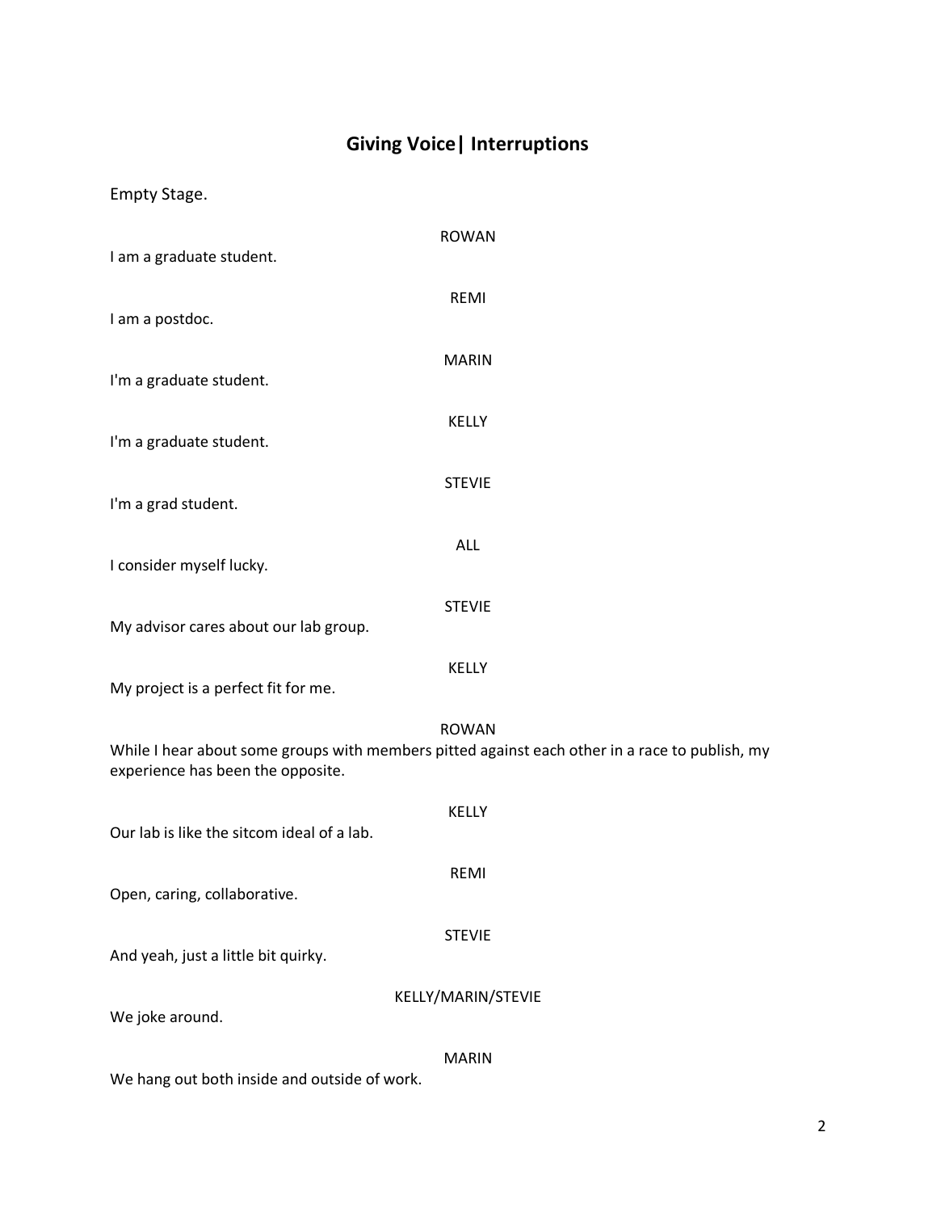## Giving Voice| Interruptions

Empty Stage.

ROWAN

I am a graduate student.

REMI

I am a postdoc.

MARIN

I'm a graduate student.

KELLY

I'm a graduate student.

STEVIE

I'm a grad student.

ALL

I consider myself lucky.

STEVIE

My advisor cares about our lab group.

KELLY

My project is a perfect fit for me.

ROWAN

While I hear about some groups with members pitted against each other in a race to publish, my experience has been the opposite.

KELLY

Our lab is like the sitcom ideal of a lab.

REMI

Open, caring, collaborative.

STEVIE

And yeah, just a little bit quirky.

KELLY/MARIN/STEVIE

We joke around.

MARIN

We hang out both inside and outside of work.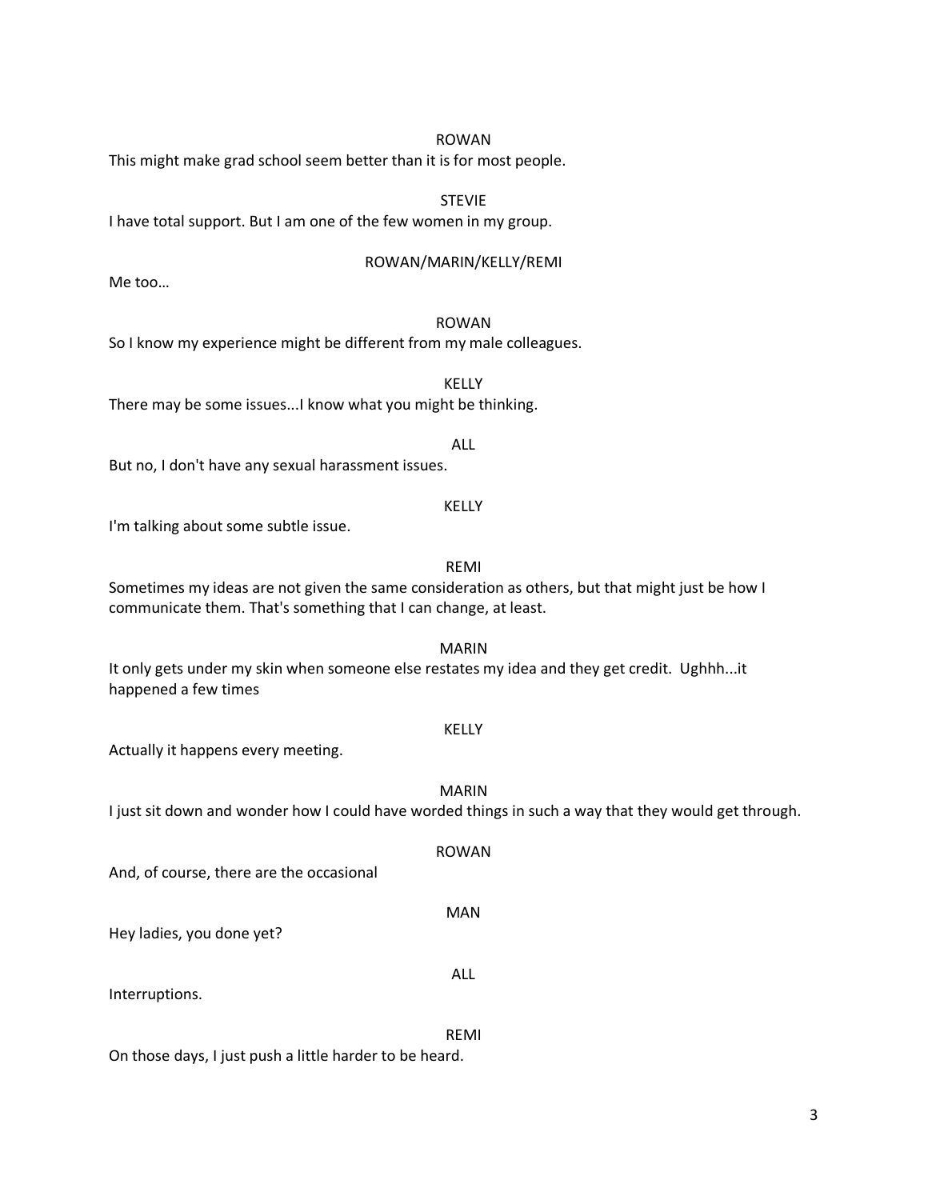ROWAN

This might make grad school seem better than it is for most people.

STEVIE

I have total support. But I am one of the few women in my group.

ROWAN/MARIN/KELLY/REMI

Me too…

ROWAN

So I know my experience might be different from my male colleagues.

KELLY

There may be some issues...I know what you might be thinking.

ALL

But no, I don't have any sexual harassment issues.

KELLY

I'm talking about some subtle issue.

REMI

Sometimes my ideas are not given the same consideration as others, but that might just be how I communicate them. That's something that I can change, at least.

MARIN

It only gets under my skin when someone else restates my idea and they get credit. Ughhh...it happened a few times

KELLY

Actually it happens every meeting.

MARIN

I just sit down and wonder how I could have worded things in such a way that they would get through.

ROWAN

And, of course, there are the occasional

MAN

Hey ladies, you done yet?

ALL

Interruptions.

REMI

On those days, I just push a little harder to be heard.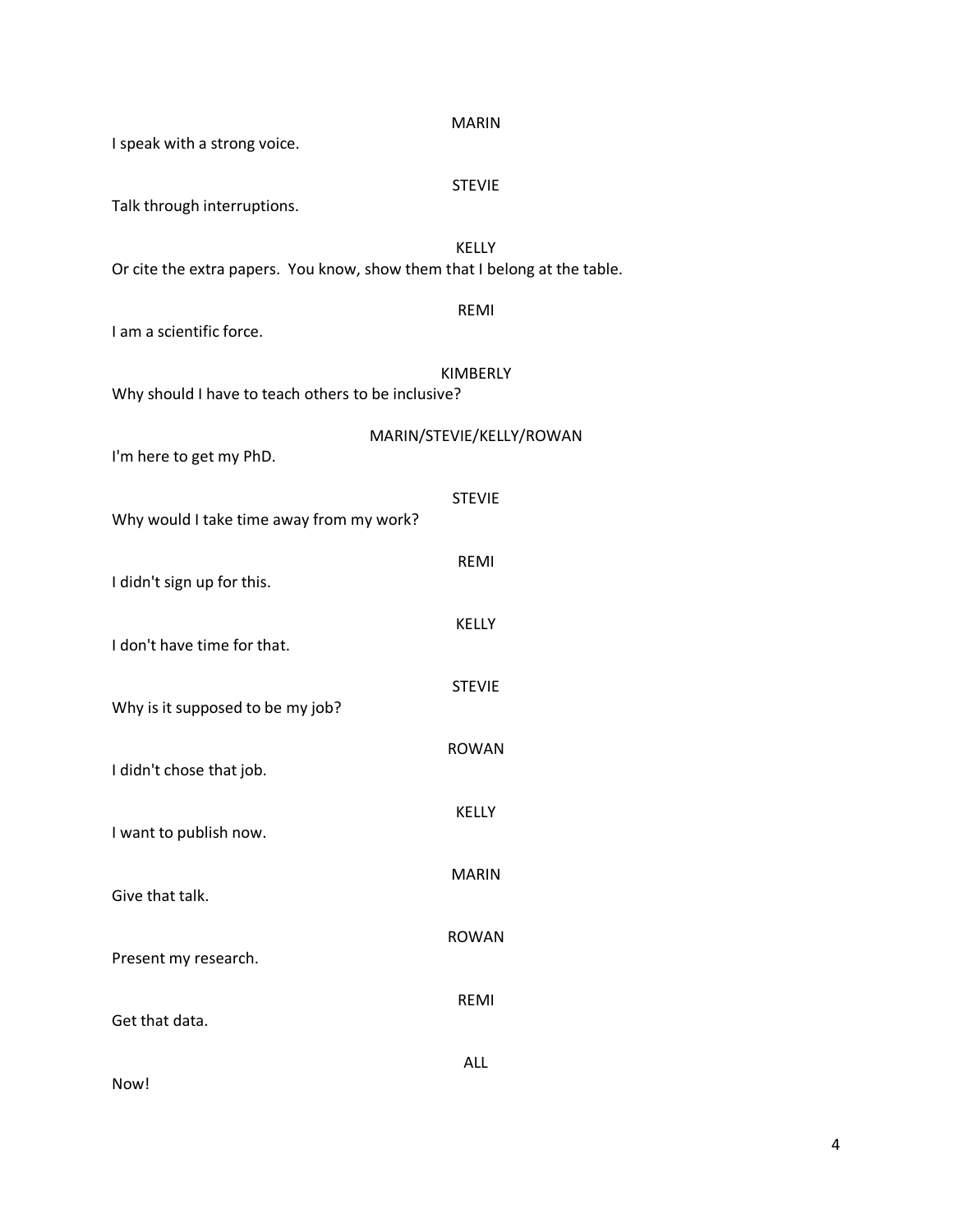MARIN

I speak with a strong voice.

STEVIE

Talk through interruptions.

KELLY

Or cite the extra papers. You know, show them that I belong at the table.

REMI

I am a scientific force.

KIMBERLY

Why should I have to teach others to be inclusive?

MARIN/STEVIE/KELLY/ROWAN

I'm here to get my PhD.

STEVIE

Why would I take time away from my work?

REMI

I didn't sign up for this.

KELLY

I don't have time for that.

STEVIE

Why is it supposed to be my job?

ROWAN

I didn't chose that job.

KELLY

I want to publish now.

MARIN

Give that talk.

ROWAN

Present my research.

REMI

Get that data.

ALL

Now!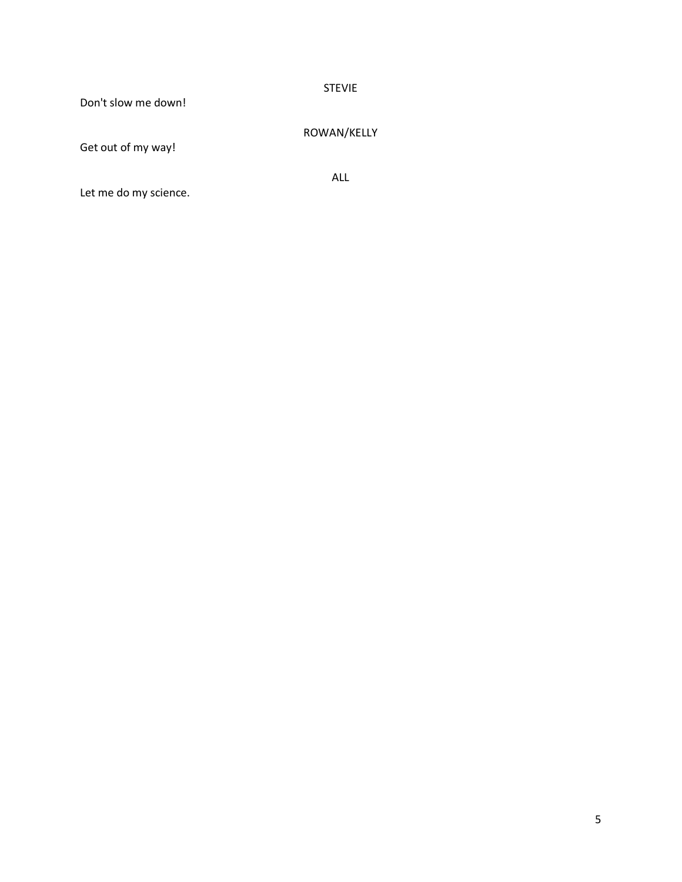STEVIE

Don't slow me down!

ROWAN/KELLY

Get out of my way!

ALL

Let me do my science.